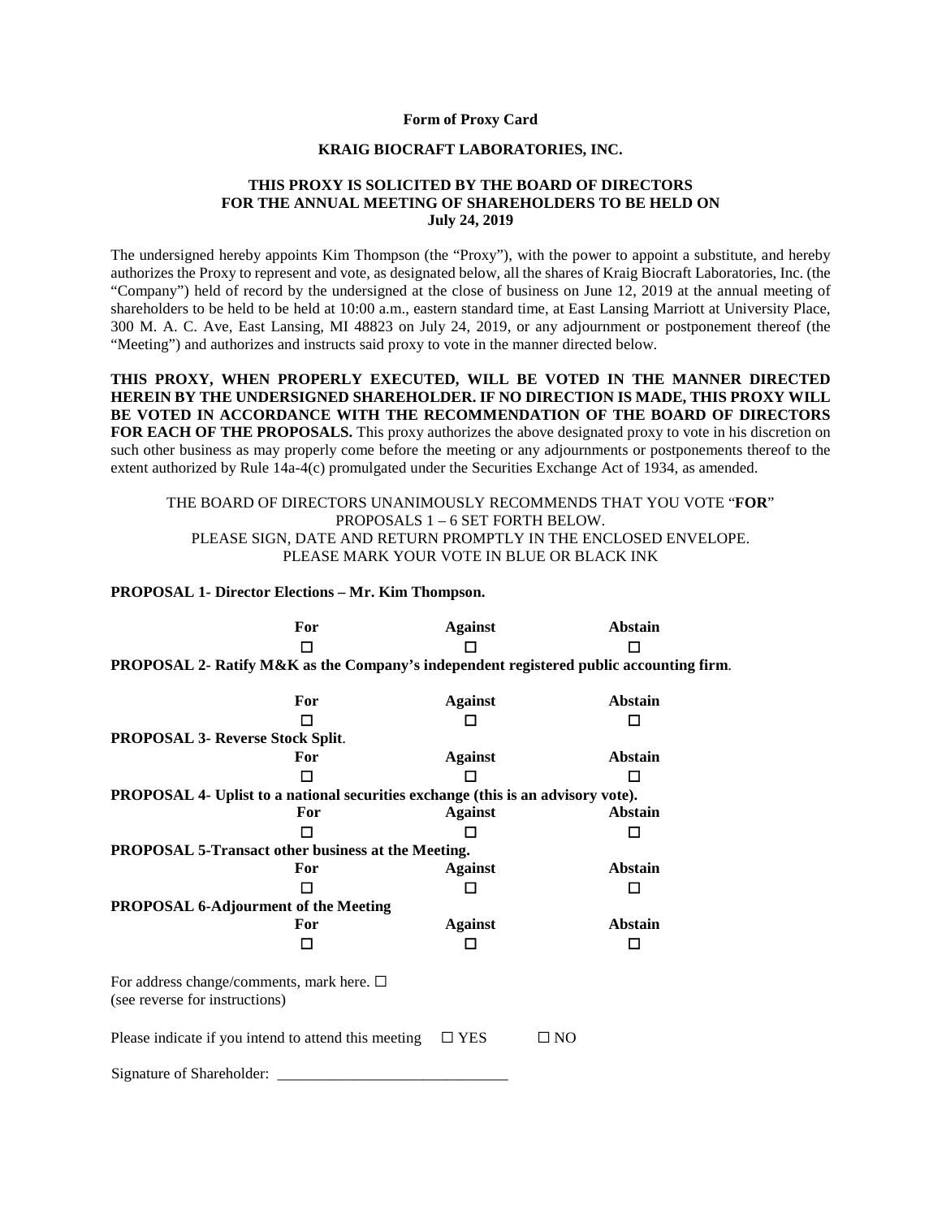**Form of Proxy Card**

**KRAIG BIOCRAFT LABORATORIES, INC.**

**THIS PROXY IS SOLICITED BY THE BOARD OF DIRECTORS FOR THE ANNUAL MEETING OF SHAREHOLDERS TO BE HELD ON July 24, 2019**

The undersigned hereby appoints Kim Thompson (the "Proxy"), with the power to appoint a substitute, and hereby authorizes the Proxy to represent and vote, as designated below, all the shares of Kraig Biocraft Laboratories, Inc. (the "Company") held of record by the undersigned at the close of business on June 12, 2019 at the annual meeting of shareholders to be held to be held at 10:00 a.m., eastern standard time, at East Lansing Marriott at University Place, 300 M. A. C. Ave, East Lansing, MI 48823 on July 24, 2019, or any adjournment or postponement thereof (the "Meeting") and authorizes and instructs said proxy to vote in the manner directed below.

**THIS PROXY, WHEN PROPERLY EXECUTED, WILL BE VOTED IN THE MANNER DIRECTED HEREIN BY THE UNDERSIGNED SHAREHOLDER. IF NO DIRECTION IS MADE, THIS PROXY WILL BE VOTED IN ACCORDANCE WITH THE RECOMMENDATION OF THE BOARD OF DIRECTORS FOR EACH OF THE PROPOSALS.** This proxy authorizes the above designated proxy to vote in his discretion on such other business as may properly come before the meeting or any adjournments or postponements thereof to the extent authorized by Rule 14a-4(c) promulgated under the Securities Exchange Act of 1934, as amended.

THE BOARD OF DIRECTORS UNANIMOUSLY RECOMMENDS THAT YOU VOTE "**FOR**" PROPOSALS 1 – 6 SET FORTH BELOW.
PLEASE SIGN, DATE AND RETURN PROMPTLY IN THE ENCLOSED ENVELOPE.
PLEASE MARK YOUR VOTE IN BLUE OR BLACK INK

**PROPOSAL 1- Director Elections – Mr. Kim Thompson.**

| **For** | **Against** | **Abstain** |
|---|---|---|
| ☐ | ☐ | ☐ |

**PROPOSAL 2- Ratify M&K as the Company's independent registered public accounting firm**.

| **For** | **Against** | **Abstain** |
|---|---|---|
| ☐ | ☐ | ☐ |

**PROPOSAL 3- Reverse Stock Split**.

| **For** | **Against** | **Abstain** |
|---|---|---|
| ☐ | ☐ | ☐ |

**PROPOSAL 4- Uplist to a national securities exchange (this is an advisory vote).**

| **For** | **Against** | **Abstain** |
|---|---|---|
| ☐ | ☐ | ☐ |

**PROPOSAL 5-Transact other business at the Meeting.**

| **For** | **Against** | **Abstain** |
|---|---|---|
| ☐ | ☐ | ☐ |

**PROPOSAL 6-Adjourment of the Meeting**

| **For** | **Against** | **Abstain** |
|---|---|---|
| ☐ | ☐ | ☐ |

For address change/comments, mark here. ☐
(see reverse for instructions)

Please indicate if you intend to attend this meeting ☐ YES ☐ NO

Signature of Shareholder: \_\_\_\_\_\_\_\_\_\_\_\_\_\_\_\_\_\_\_\_\_\_\_\_\_\_\_\_\_\_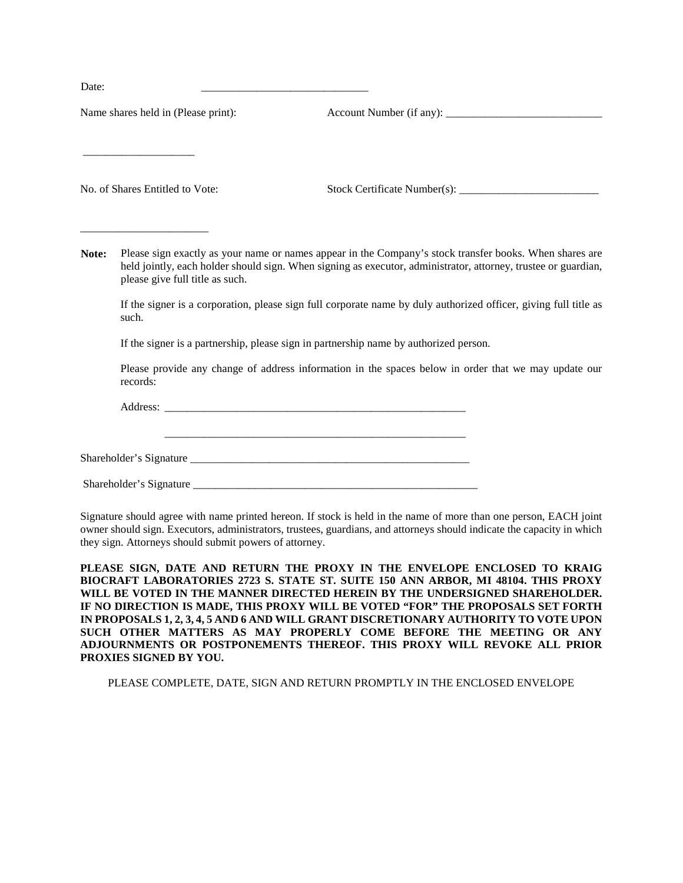Date: ______________________________

Name shares held in (Please print): Account Number (if any): ____________________________

____________________

No. of Shares Entitled to Vote: Stock Certificate Number(s): _________________________

_______________________

**Note:** Please sign exactly as your name or names appear in the Company's stock transfer books. When shares are held jointly, each holder should sign. When signing as executor, administrator, attorney, trustee or guardian, please give full title as such.

If the signer is a corporation, please sign full corporate name by duly authorized officer, giving full title as such.

If the signer is a partnership, please sign in partnership name by authorized person.

Please provide any change of address information in the spaces below in order that we may update our records:

Address: ________________________________________________________

________________________________________________________

Shareholder's Signature _____________________________________________________

Shareholder's Signature _____________________________________________________

Signature should agree with name printed hereon. If stock is held in the name of more than one person, EACH joint owner should sign. Executors, administrators, trustees, guardians, and attorneys should indicate the capacity in which they sign. Attorneys should submit powers of attorney.

**PLEASE SIGN, DATE AND RETURN THE PROXY IN THE ENVELOPE ENCLOSED TO KRAIG BIOCRAFT LABORATORIES 2723 S. STATE ST. SUITE 150 ANN ARBOR, MI 48104. THIS PROXY WILL BE VOTED IN THE MANNER DIRECTED HEREIN BY THE UNDERSIGNED SHAREHOLDER. IF NO DIRECTION IS MADE, THIS PROXY WILL BE VOTED "FOR" THE PROPOSALS SET FORTH IN PROPOSALS 1, 2, 3, 4, 5 AND 6 AND WILL GRANT DISCRETIONARY AUTHORITY TO VOTE UPON SUCH OTHER MATTERS AS MAY PROPERLY COME BEFORE THE MEETING OR ANY ADJOURNMENTS OR POSTPONEMENTS THEREOF. THIS PROXY WILL REVOKE ALL PRIOR PROXIES SIGNED BY YOU.**

PLEASE COMPLETE, DATE, SIGN AND RETURN PROMPTLY IN THE ENCLOSED ENVELOPE